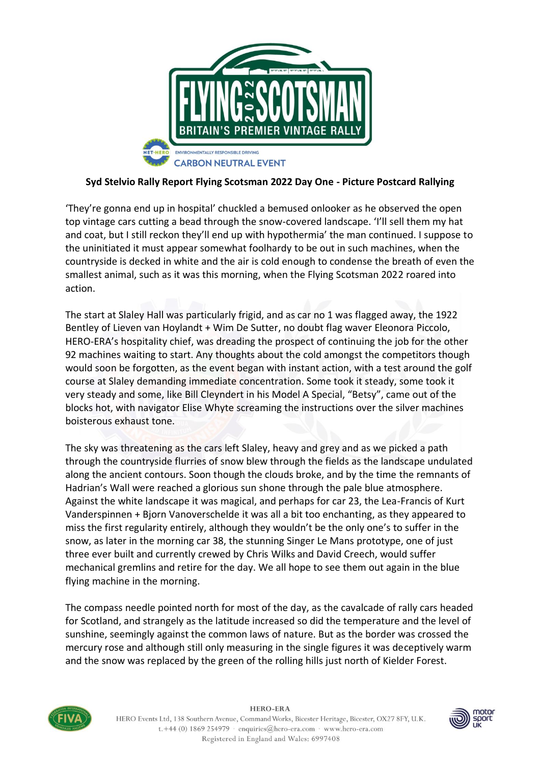**Syd Stelvio Rally Report Flying Scotsman 2022 Day One - Picture Postcard Rallying**

'They're gonna end up in hospital' chuckled a bemused onlooker as he observed the open top vintage cars cutting a bead through the snow-covered landscape. 'I'll sell them my hat and coat, but I still reckon they'll end up with hypothermia' the man continued. I suppose to the uninitiated it must appear somewhat foolhardy to be out in such machines, when the countryside is decked in white and the air is cold enough to condense the breath of even the smallest animal, such as it was this morning, when the Flying Scotsman 2022 roared into action.

The start at Slaley Hall was particularly frigid, and as car no 1 was flagged away, the 1922 Bentley of Lieven van Hoylandt + Wim De Sutter, no doubt flag waver Eleonora Piccolo, HERO-ERA's hospitality chief, was dreading the prospect of continuing the job for the other 92 machines waiting to start. Any thoughts about the cold amongst the competitors though would soon be forgotten, as the event began with instant action, with a test around the golf course at Slaley demanding immediate concentration. Some took it steady, some took it very steady and some, like Bill Cleyndert in his Model A Special, "Betsy", came out of the blocks hot, with navigator Elise Whyte screaming the instructions over the silver machines boisterous exhaust tone.

The sky was threatening as the cars left Slaley, heavy and grey and as we picked a path through the countryside flurries of snow blew through the fields as the landscape undulated along the ancient contours. Soon though the clouds broke, and by the time the remnants of Hadrian's Wall were reached a glorious sun shone through the pale blue atmosphere. Against the white landscape it was magical, and perhaps for car 23, the Lea-Francis of Kurt Vanderspinnen + Bjorn Vanoverschelde it was all a bit too enchanting, as they appeared to miss the first regularity entirely, although they wouldn't be the only one's to suffer in the snow, as later in the morning car 38, the stunning Singer Le Mans prototype, one of just three ever built and currently crewed by Chris Wilks and David Creech, would suffer mechanical gremlins and retire for the day. We all hope to see them out again in the blue flying machine in the morning.

The compass needle pointed north for most of the day, as the cavalcade of rally cars headed for Scotland, and strangely as the latitude increased so did the temperature and the level of sunshine, seemingly against the common laws of nature. But as the border was crossed the mercury rose and although still only measuring in the single figures it was deceptively warm and the snow was replaced by the green of the rolling hills just north of Kielder Forest.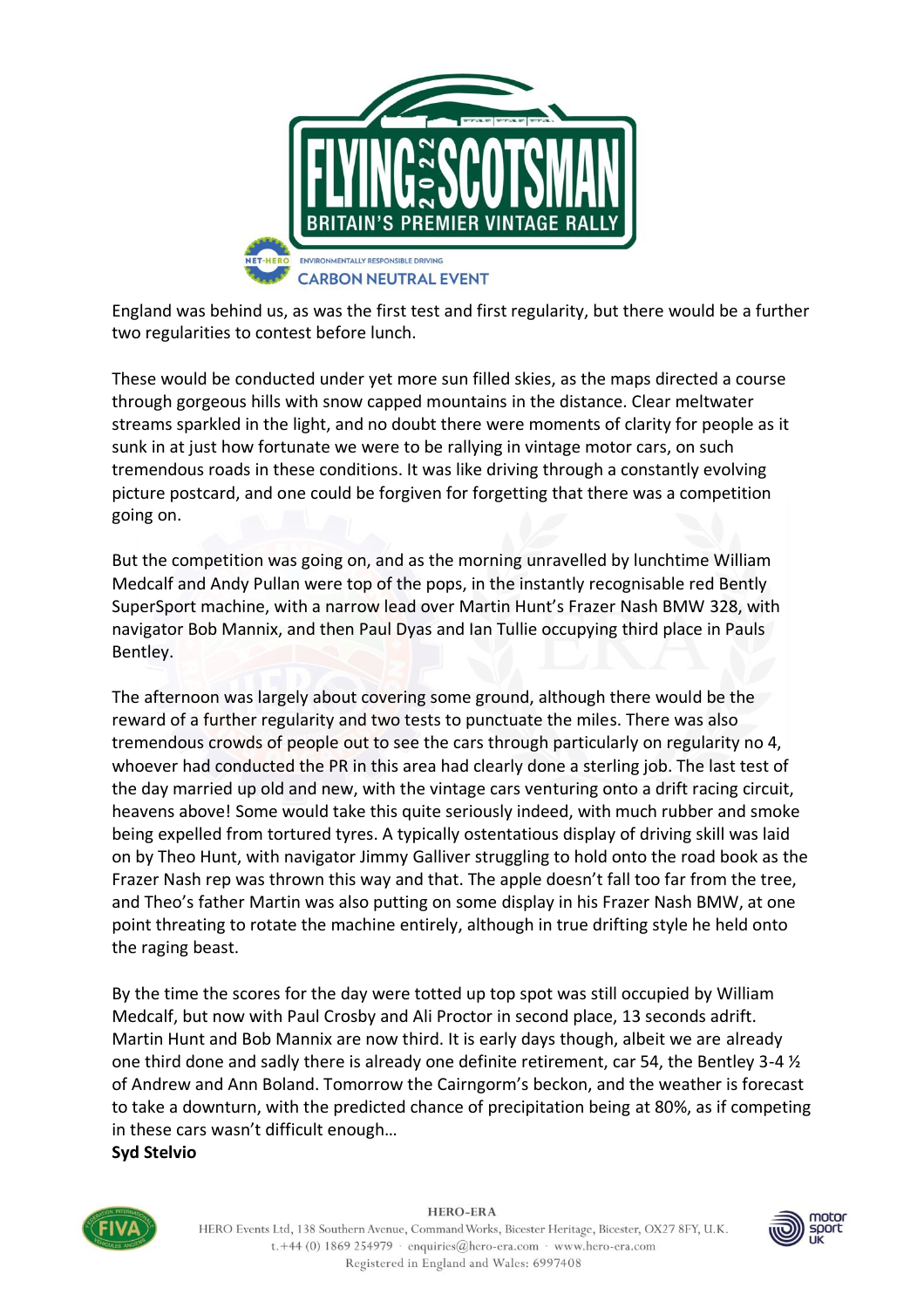England was behind us, as was the first test and first regularity, but there would be a further two regularities to contest before lunch.

These would be conducted under yet more sun filled skies, as the maps directed a course through gorgeous hills with snow capped mountains in the distance. Clear meltwater streams sparkled in the light, and no doubt there were moments of clarity for people as it sunk in at just how fortunate we were to be rallying in vintage motor cars, on such tremendous roads in these conditions. It was like driving through a constantly evolving picture postcard, and one could be forgiven for forgetting that there was a competition going on.

But the competition was going on, and as the morning unravelled by lunchtime William Medcalf and Andy Pullan were top of the pops, in the instantly recognisable red Bently SuperSport machine, with a narrow lead over Martin Hunt's Frazer Nash BMW 328, with navigator Bob Mannix, and then Paul Dyas and Ian Tullie occupying third place in Pauls Bentley.

The afternoon was largely about covering some ground, although there would be the reward of a further regularity and two tests to punctuate the miles. There was also tremendous crowds of people out to see the cars through particularly on regularity no 4, whoever had conducted the PR in this area had clearly done a sterling job. The last test of the day married up old and new, with the vintage cars venturing onto a drift racing circuit, heavens above! Some would take this quite seriously indeed, with much rubber and smoke being expelled from tortured tyres. A typically ostentatious display of driving skill was laid on by Theo Hunt, with navigator Jimmy Galliver struggling to hold onto the road book as the Frazer Nash rep was thrown this way and that. The apple doesn't fall too far from the tree, and Theo's father Martin was also putting on some display in his Frazer Nash BMW, at one point threating to rotate the machine entirely, although in true drifting style he held onto the raging beast.

By the time the scores for the day were totted up top spot was still occupied by William Medcalf, but now with Paul Crosby and Ali Proctor in second place, 13 seconds adrift. Martin Hunt and Bob Mannix are now third. It is early days though, albeit we are already one third done and sadly there is already one definite retirement, car 54, the Bentley 3-4 ½ of Andrew and Ann Boland. Tomorrow the Cairngorm's beckon, and the weather is forecast to take a downturn, with the predicted chance of precipitation being at 80%, as if competing in these cars wasn't difficult enough…

**Syd Stelvio**